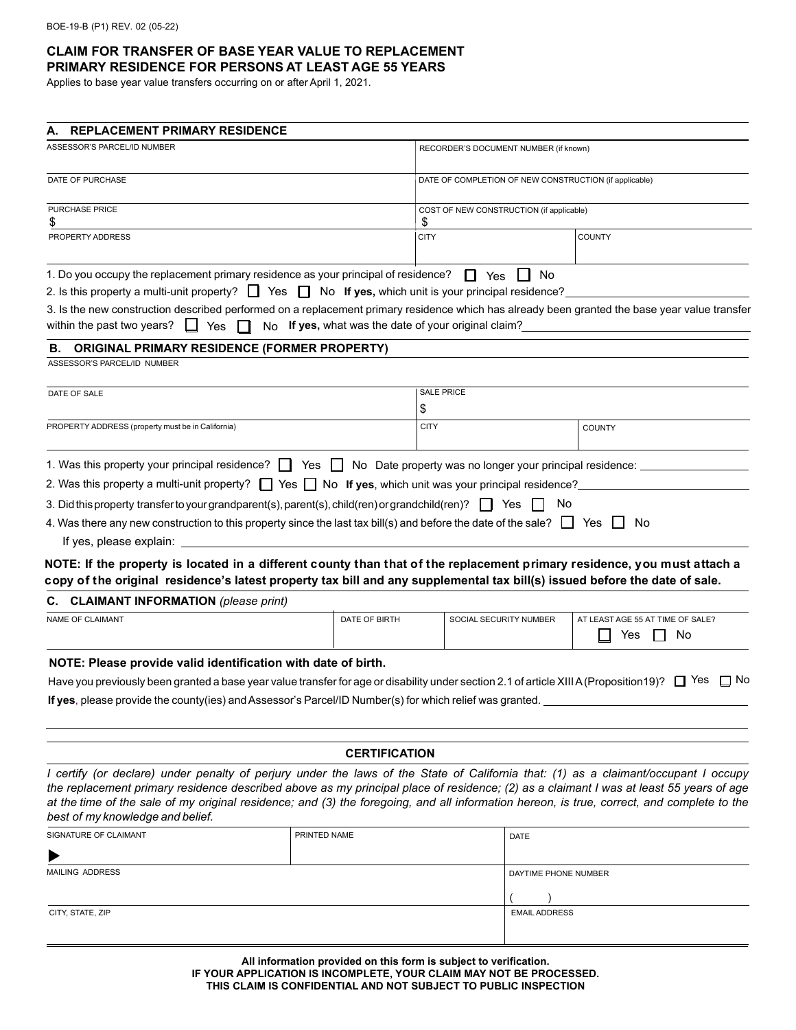BOE-19-B (P1) REV. 02 (05-22)

# CLAIM FOR TRANSFER OF BASE YEAR VALUE TO REPLACEMENT PRIMARY RESIDENCE FOR PERSONS AT LEAST AGE 55 YEARS

Applies to base year value transfers occurring on or after April 1, 2021.

## A. REPLACEMENT PRIMARY RESIDENCE

| ASSESSOR'S PARCEL/ID NUMBER | RECORDER'S DOCUMENT NUMBER (if known) | |
|---|---|---|
| DATE OF PURCHASE | DATE OF COMPLETION OF NEW CONSTRUCTION (if applicable) | |
| PURCHASE PRICE<br>$ | COST OF NEW CONSTRUCTION (if applicable)<br>$ | |
| PROPERTY ADDRESS | CITY | COUNTY |

1. Do you occupy the replacement primary residence as your principal of residence? ☐ Yes ☐ No
2. Is this property a multi-unit property? ☐ Yes ☐ No **If yes,** which unit is your principal residence? ______
3. Is the new construction described performed on a replacement primary residence which has already been granted the base year value transfer within the past two years? ☐ Yes ☐ No **If yes,** what was the date of your original claim? ______

## B. ORIGINAL PRIMARY RESIDENCE (FORMER PROPERTY)

| ASSESSOR'S PARCEL/ID NUMBER | | |
|---|---|---|
| DATE OF SALE | SALE PRICE<br>$ | |
| PROPERTY ADDRESS (property must be in California) | CITY | COUNTY |

1. Was this property your principal residence? ☐ Yes ☐ No Date property was no longer your principal residence: ______
2. Was this property a multi-unit property? ☐ Yes ☐ No **If yes**, which unit was your principal residence? ______
3. Did this property transfer to your grandparent(s), parent(s), child(ren) or grandchild(ren)? ☐ Yes ☐ No
4. Was there any new construction to this property since the last tax bill(s) and before the date of the sale? ☐ Yes ☐ No
   If yes, please explain: ______

**NOTE: If the property is located in a different county than that of the replacement primary residence, you must attach a copy of the original residence's latest property tax bill and any supplemental tax bill(s) issued before the date of sale.**

## C. CLAIMANT INFORMATION *(please print)*

| NAME OF CLAIMANT | DATE OF BIRTH | SOCIAL SECURITY NUMBER | AT LEAST AGE 55 AT TIME OF SALE? |
|---|---|---|---|
| | | | ☐ Yes ☐ No |

**NOTE: Please provide valid identification with date of birth.**

Have you previously been granted a base year value transfer for age or disability under section 2.1 of article XIII A (Proposition 19)? ☐ Yes ☐ No

**If yes**, please provide the county(ies) and Assessor's Parcel/ID Number(s) for which relief was granted. ______

## CERTIFICATION

*I certify (or declare) under penalty of perjury under the laws of the State of California that: (1) as a claimant/occupant I occupy the replacement primary residence described above as my principal place of residence; (2) as a claimant I was at least 55 years of age at the time of the sale of my original residence; and (3) the foregoing, and all information hereon, is true, correct, and complete to the best of my knowledge and belief.*

| SIGNATURE OF CLAIMANT | PRINTED NAME | DATE |
|---|---|---|
| ▶ | | |
| MAILING ADDRESS | | DAYTIME PHONE NUMBER<br>( ) |
| CITY, STATE, ZIP | | EMAIL ADDRESS |

**All information provided on this form is subject to verification.**
**IF YOUR APPLICATION IS INCOMPLETE, YOUR CLAIM MAY NOT BE PROCESSED.**
**THIS CLAIM IS CONFIDENTIAL AND NOT SUBJECT TO PUBLIC INSPECTION**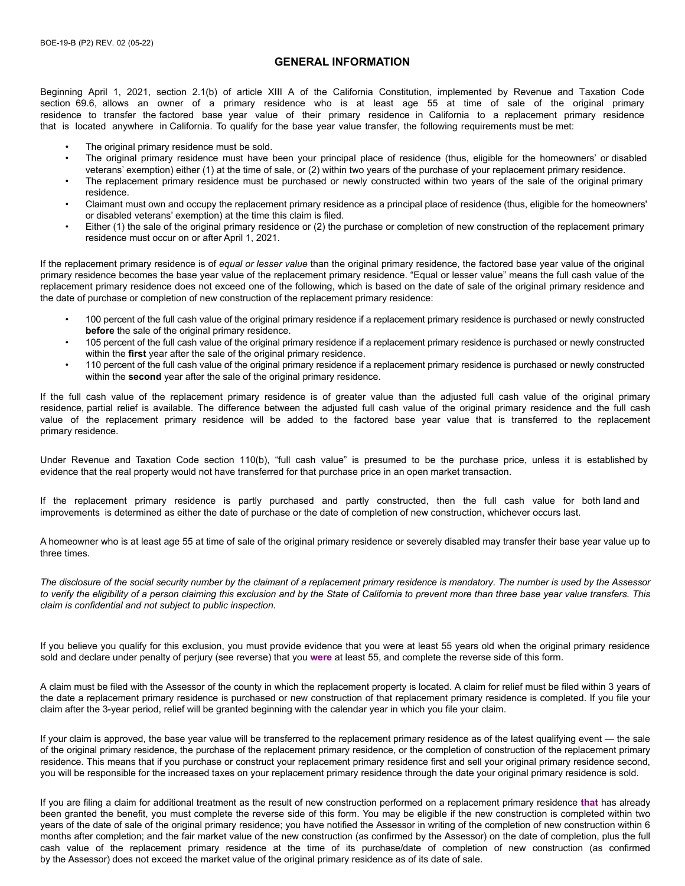## GENERAL INFORMATION

Beginning April 1, 2021, section 2.1(b) of article XIII A of the California Constitution, implemented by Revenue and Taxation Code section 69.6, allows an owner of a primary residence who is at least age 55 at time of sale of the original primary residence to transfer the factored base year value of their primary residence in California to a replacement primary residence that is located anywhere in California. To qualify for the base year value transfer, the following requirements must be met:

- The original primary residence must be sold.
- The original primary residence must have been your principal place of residence (thus, eligible for the homeowners' or disabled veterans' exemption) either (1) at the time of sale, or (2) within two years of the purchase of your replacement primary residence.
- The replacement primary residence must be purchased or newly constructed within two years of the sale of the original primary residence.
- Claimant must own and occupy the replacement primary residence as a principal place of residence (thus, eligible for the homeowners' or disabled veterans' exemption) at the time this claim is filed.
- Either (1) the sale of the original primary residence or (2) the purchase or completion of new construction of the replacement primary residence must occur on or after April 1, 2021.

If the replacement primary residence is of *equal or lesser value* than the original primary residence, the factored base year value of the original primary residence becomes the base year value of the replacement primary residence. "Equal or lesser value" means the full cash value of the replacement primary residence does not exceed one of the following, which is based on the date of sale of the original primary residence and the date of purchase or completion of new construction of the replacement primary residence:

- 100 percent of the full cash value of the original primary residence if a replacement primary residence is purchased or newly constructed **before** the sale of the original primary residence.
- 105 percent of the full cash value of the original primary residence if a replacement primary residence is purchased or newly constructed within the **first** year after the sale of the original primary residence.
- 110 percent of the full cash value of the original primary residence if a replacement primary residence is purchased or newly constructed within the **second** year after the sale of the original primary residence.

If the full cash value of the replacement primary residence is of greater value than the adjusted full cash value of the original primary residence, partial relief is available. The difference between the adjusted full cash value of the original primary residence and the full cash value of the replacement primary residence will be added to the factored base year value that is transferred to the replacement primary residence.

Under Revenue and Taxation Code section 110(b), "full cash value" is presumed to be the purchase price, unless it is established by evidence that the real property would not have transferred for that purchase price in an open market transaction.

If the replacement primary residence is partly purchased and partly constructed, then the full cash value for both land and improvements is determined as either the date of purchase or the date of completion of new construction, whichever occurs last.

A homeowner who is at least age 55 at time of sale of the original primary residence or severely disabled may transfer their base year value up to three times.

*The disclosure of the social security number by the claimant of a replacement primary residence is mandatory. The number is used by the Assessor to verify the eligibility of a person claiming this exclusion and by the State of California to prevent more than three base year value transfers. This claim is confidential and not subject to public inspection.*

If you believe you qualify for this exclusion, you must provide evidence that you were at least 55 years old when the original primary residence sold and declare under penalty of perjury (see reverse) that you **were** at least 55, and complete the reverse side of this form.

A claim must be filed with the Assessor of the county in which the replacement property is located. A claim for relief must be filed within 3 years of the date a replacement primary residence is purchased or new construction of that replacement primary residence is completed. If you file your claim after the 3-year period, relief will be granted beginning with the calendar year in which you file your claim.

If your claim is approved, the base year value will be transferred to the replacement primary residence as of the latest qualifying event — the sale of the original primary residence, the purchase of the replacement primary residence, or the completion of construction of the replacement primary residence. This means that if you purchase or construct your replacement primary residence first and sell your original primary residence second, you will be responsible for the increased taxes on your replacement primary residence through the date your original primary residence is sold.

If you are filing a claim for additional treatment as the result of new construction performed on a replacement primary residence **that** has already been granted the benefit, you must complete the reverse side of this form. You may be eligible if the new construction is completed within two years of the date of sale of the original primary residence; you have notified the Assessor in writing of the completion of new construction within 6 months after completion; and the fair market value of the new construction (as confirmed by the Assessor) on the date of completion, plus the full cash value of the replacement primary residence at the time of its purchase/date of completion of new construction (as confirmed by the Assessor) does not exceed the market value of the original primary residence as of its date of sale.